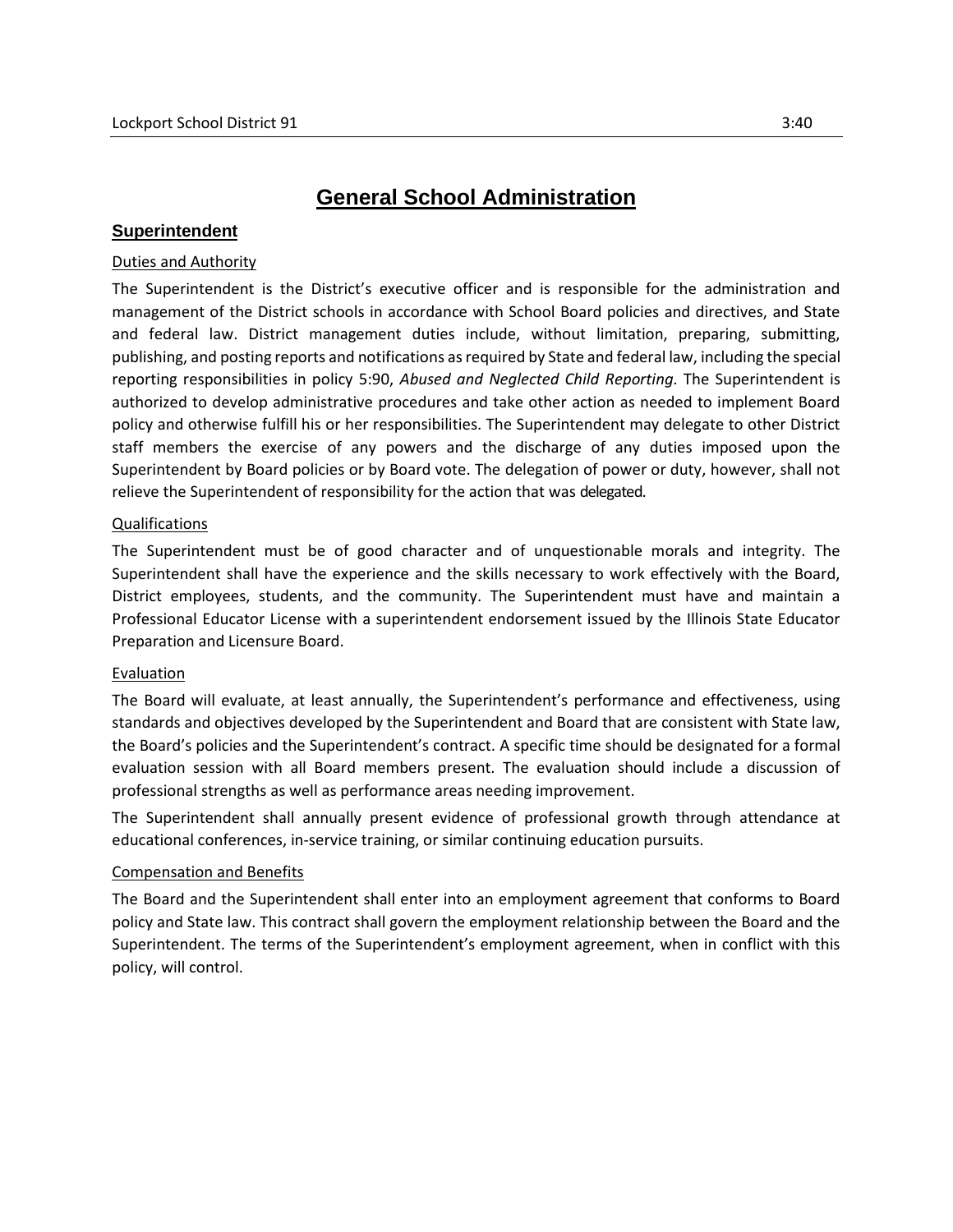# General School Administration

## Superintendent

### Duties and Authority

The Superintendent is the District's executive officer and is responsible for the administration and management of the District schools in accordance with School Board policies and directives, and State and federal law. District management duties include, without limitation, preparing, submitting, publishing, and posting reports and notifications as required by State and federal law, including the special reporting responsibilities in policy 5:90, *Abused and Neglected Child Reporting*. The Superintendent is authorized to develop administrative procedures and take other action as needed to implement Board policy and otherwise fulfill his or her responsibilities. The Superintendent may delegate to other District staff members the exercise of any powers and the discharge of any duties imposed upon the Superintendent by Board policies or by Board vote. The delegation of power or duty, however, shall not relieve the Superintendent of responsibility for the action that was delegated.

### Qualifications

The Superintendent must be of good character and of unquestionable morals and integrity. The Superintendent shall have the experience and the skills necessary to work effectively with the Board, District employees, students, and the community. The Superintendent must have and maintain a Professional Educator License with a superintendent endorsement issued by the Illinois State Educator Preparation and Licensure Board.

### Evaluation

The Board will evaluate, at least annually, the Superintendent's performance and effectiveness, using standards and objectives developed by the Superintendent and Board that are consistent with State law, the Board's policies and the Superintendent's contract. A specific time should be designated for a formal evaluation session with all Board members present. The evaluation should include a discussion of professional strengths as well as performance areas needing improvement.

The Superintendent shall annually present evidence of professional growth through attendance at educational conferences, in-service training, or similar continuing education pursuits.

### Compensation and Benefits

The Board and the Superintendent shall enter into an employment agreement that conforms to Board policy and State law. This contract shall govern the employment relationship between the Board and the Superintendent. The terms of the Superintendent's employment agreement, when in conflict with this policy, will control.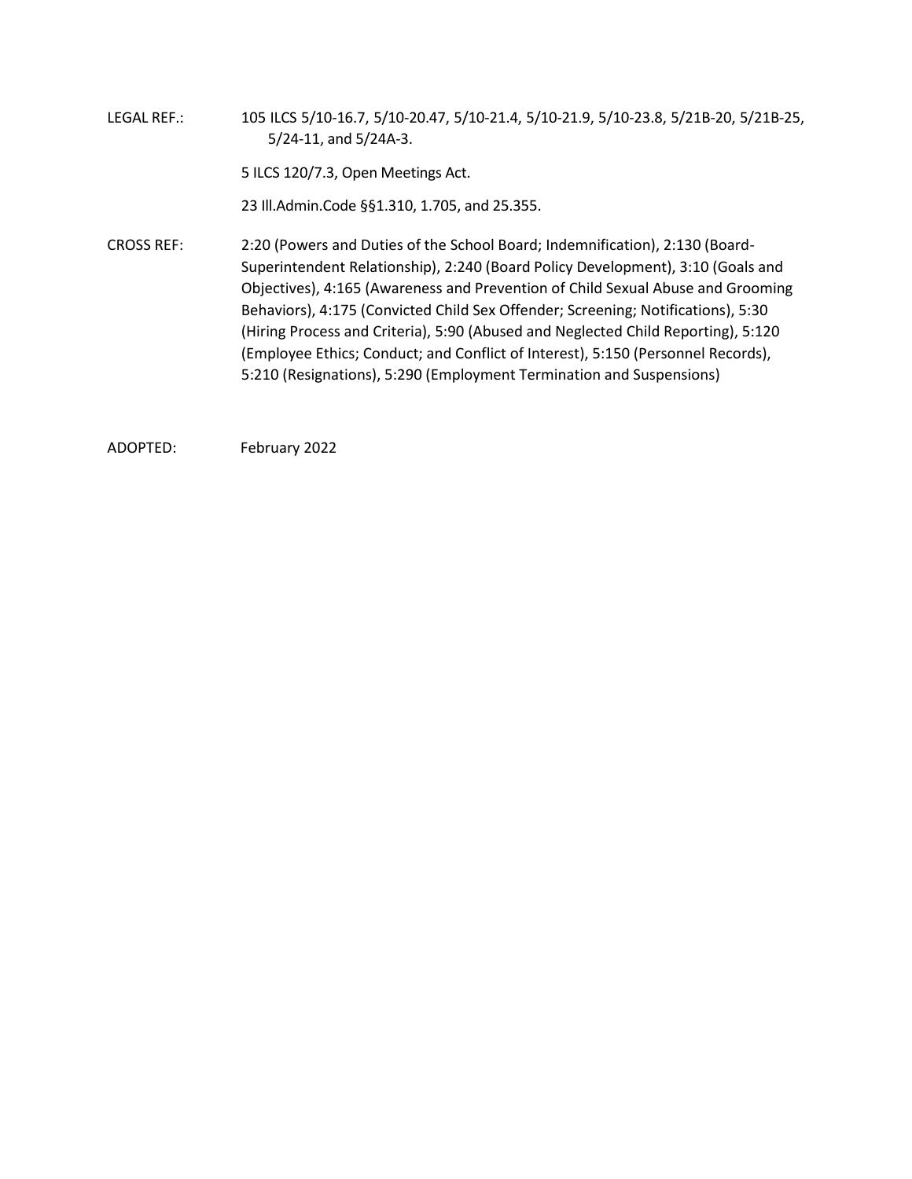LEGAL REF.: 105 ILCS 5/10-16.7, 5/10-20.47, 5/10-21.4, 5/10-21.9, 5/10-23.8, 5/21B-20, 5/21B-25, 5/24-11, and 5/24A-3.

5 ILCS 120/7.3, Open Meetings Act.

23 Ill.Admin.Code §§1.310, 1.705, and 25.355.

CROSS REF.: 2:20 (Powers and Duties of the School Board; Indemnification), 2:130 (Board-Superintendent Relationship), 2:240 (Board Policy Development), 3:10 (Goals and Objectives), 4:165 (Awareness and Prevention of Child Sexual Abuse and Grooming Behaviors), 4:175 (Convicted Child Sex Offender; Screening; Notifications), 5:30 (Hiring Process and Criteria), 5:90 (Abused and Neglected Child Reporting), 5:120 (Employee Ethics; Conduct; and Conflict of Interest), 5:150 (Personnel Records), 5:210 (Resignations), 5:290 (Employment Termination and Suspensions)

ADOPTED: February 2022